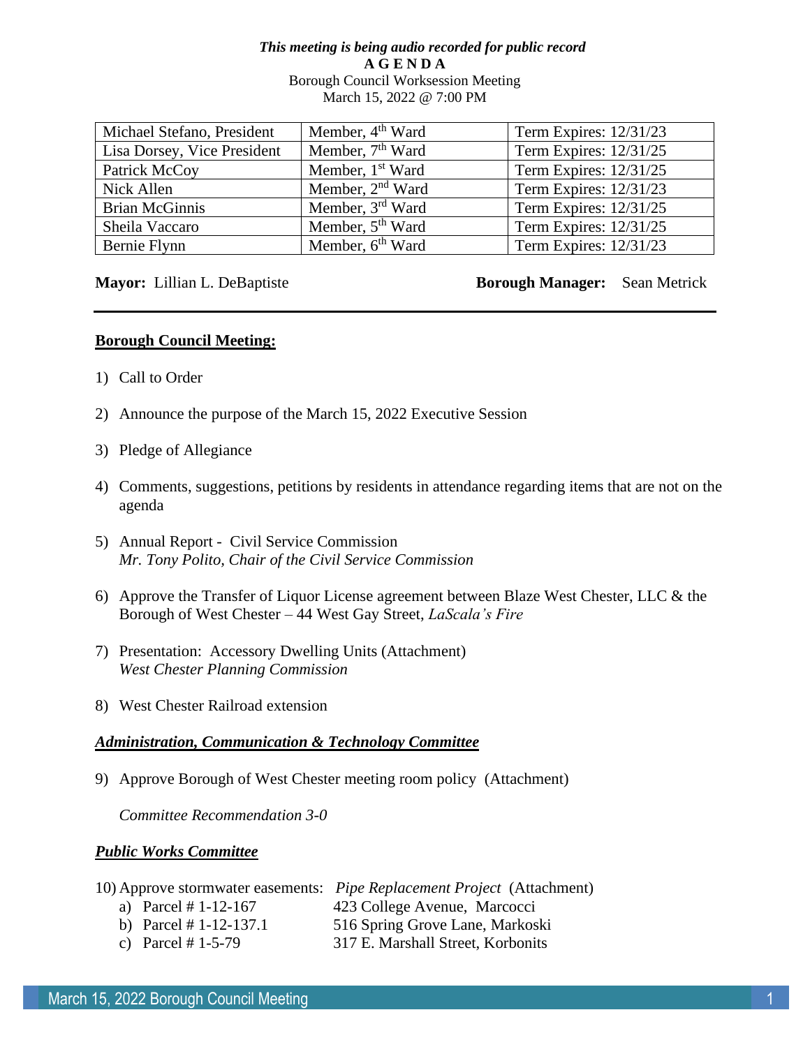***This meeting is being audio recorded for public record***

**A G E N D A**

Borough Council Worksession Meeting

March 15, 2022 @ 7:00 PM

| Michael Stefano, President | Member, 4th Ward | Term Expires: 12/31/23 |
|---|---|---|
| Lisa Dorsey, Vice President | Member, 7th Ward | Term Expires: 12/31/25 |
| Patrick McCoy | Member, 1st Ward | Term Expires: 12/31/25 |
| Nick Allen | Member, 2nd Ward | Term Expires: 12/31/23 |
| Brian McGinnis | Member, 3rd Ward | Term Expires: 12/31/25 |
| Sheila Vaccaro | Member, 5th Ward | Term Expires: 12/31/25 |
| Bernie Flynn | Member, 6th Ward | Term Expires: 12/31/23 |

**Mayor:** Lillian L. DeBaptiste **Borough Manager:** Sean Metrick

---

**Borough Council Meeting:**

1) Call to Order

2) Announce the purpose of the March 15, 2022 Executive Session

3) Pledge of Allegiance

4) Comments, suggestions, petitions by residents in attendance regarding items that are not on the agenda

5) Annual Report - Civil Service Commission
*Mr. Tony Polito, Chair of the Civil Service Commission*

6) Approve the Transfer of Liquor License agreement between Blaze West Chester, LLC & the Borough of West Chester – 44 West Gay Street, *LaScala's Fire*

7) Presentation: Accessory Dwelling Units (Attachment)
*West Chester Planning Commission*

8) West Chester Railroad extension

***Administration, Communication & Technology Committee***

9) Approve Borough of West Chester meeting room policy (Attachment)

*Committee Recommendation 3-0*

***Public Works Committee***

10) Approve stormwater easements: *Pipe Replacement Project* (Attachment)
   a) Parcel # 1-12-167 423 College Avenue, Marcocci
   b) Parcel # 1-12-137.1 516 Spring Grove Lane, Markoski
   c) Parcel # 1-5-79 317 E. Marshall Street, Korbonits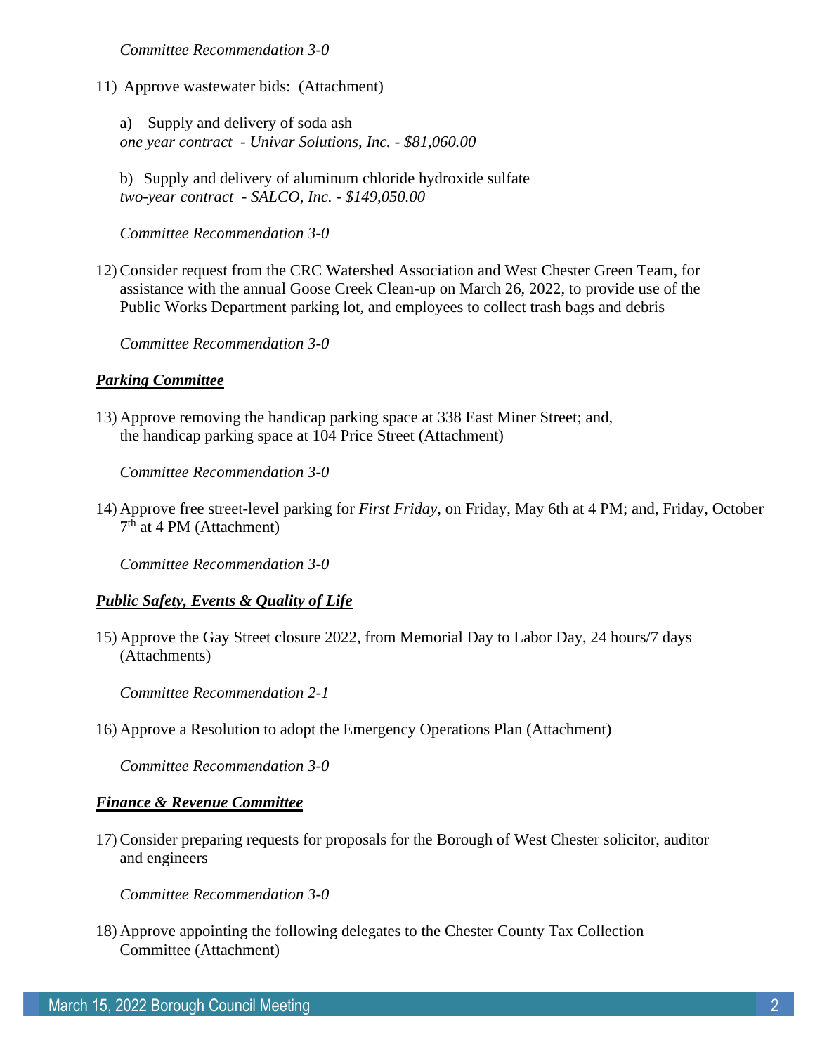*Committee Recommendation 3-0*

11) Approve wastewater bids: (Attachment)

    a) Supply and delivery of soda ash
    *one year contract - Univar Solutions, Inc. - $81,060.00*

    b) Supply and delivery of aluminum chloride hydroxide sulfate
    *two-year contract - SALCO, Inc. - $149,050.00*

    *Committee Recommendation 3-0*

12) Consider request from the CRC Watershed Association and West Chester Green Team, for assistance with the annual Goose Creek Clean-up on March 26, 2022, to provide use of the Public Works Department parking lot, and employees to collect trash bags and debris

    *Committee Recommendation 3-0*

***Parking Committee***

13) Approve removing the handicap parking space at 338 East Miner Street; and, the handicap parking space at 104 Price Street (Attachment)

    *Committee Recommendation 3-0*

14) Approve free street-level parking for *First Friday*, on Friday, May 6th at 4 PM; and, Friday, October 7th at 4 PM (Attachment)

    *Committee Recommendation 3-0*

***Public Safety, Events & Quality of Life***

15) Approve the Gay Street closure 2022, from Memorial Day to Labor Day, 24 hours/7 days (Attachments)

    *Committee Recommendation 2-1*

16) Approve a Resolution to adopt the Emergency Operations Plan (Attachment)

    *Committee Recommendation 3-0*

***Finance & Revenue Committee***

17) Consider preparing requests for proposals for the Borough of West Chester solicitor, auditor and engineers

    *Committee Recommendation 3-0*

18) Approve appointing the following delegates to the Chester County Tax Collection Committee (Attachment)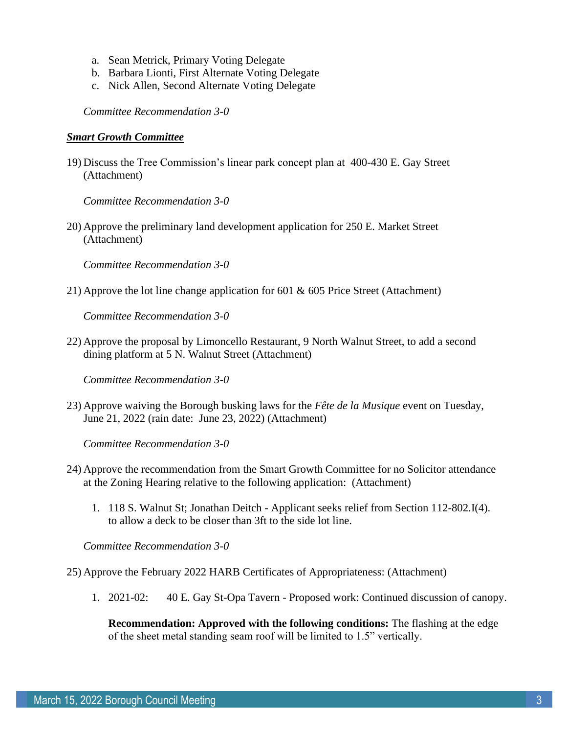a. Sean Metrick, Primary Voting Delegate
b. Barbara Lionti, First Alternate Voting Delegate
c. Nick Allen, Second Alternate Voting Delegate

*Committee Recommendation 3-0*

***Smart Growth Committee***

19) Discuss the Tree Commission's linear park concept plan at 400-430 E. Gay Street (Attachment)

*Committee Recommendation 3-0*

20) Approve the preliminary land development application for 250 E. Market Street (Attachment)

*Committee Recommendation 3-0*

21) Approve the lot line change application for 601 & 605 Price Street (Attachment)

*Committee Recommendation 3-0*

22) Approve the proposal by Limoncello Restaurant, 9 North Walnut Street, to add a second dining platform at 5 N. Walnut Street (Attachment)

*Committee Recommendation 3-0*

23) Approve waiving the Borough busking laws for the *Fête de la Musique* event on Tuesday, June 21, 2022 (rain date: June 23, 2022) (Attachment)

*Committee Recommendation 3-0*

24) Approve the recommendation from the Smart Growth Committee for no Solicitor attendance at the Zoning Hearing relative to the following application: (Attachment)

1. 118 S. Walnut St; Jonathan Deitch - Applicant seeks relief from Section 112-802.I(4). to allow a deck to be closer than 3ft to the side lot line.

*Committee Recommendation 3-0*

25) Approve the February 2022 HARB Certificates of Appropriateness: (Attachment)

1. 2021-02: 40 E. Gay St-Opa Tavern - Proposed work: Continued discussion of canopy.

**Recommendation: Approved with the following conditions:** The flashing at the edge of the sheet metal standing seam roof will be limited to 1.5" vertically.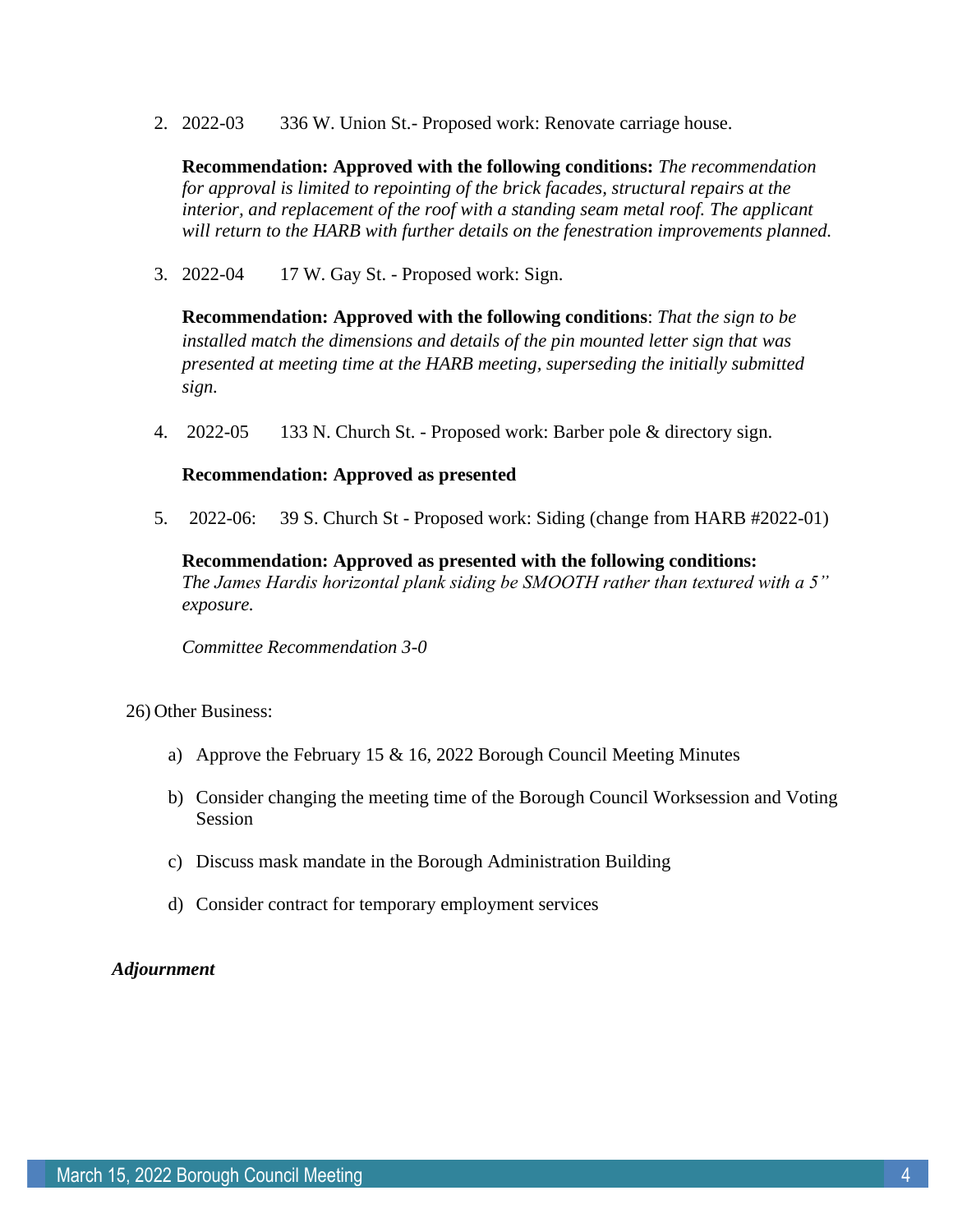2. 2022-03 336 W. Union St.- Proposed work: Renovate carriage house.

   **Recommendation: Approved with the following conditions:** *The recommendation for approval is limited to repointing of the brick facades, structural repairs at the interior, and replacement of the roof with a standing seam metal roof. The applicant will return to the HARB with further details on the fenestration improvements planned.*

3. 2022-04 17 W. Gay St. - Proposed work: Sign.

   **Recommendation: Approved with the following conditions**: *That the sign to be installed match the dimensions and details of the pin mounted letter sign that was presented at meeting time at the HARB meeting, superseding the initially submitted sign.*

4. 2022-05 133 N. Church St. - Proposed work: Barber pole & directory sign.

   **Recommendation: Approved as presented**

5. 2022-06: 39 S. Church St - Proposed work: Siding (change from HARB #2022-01)

   **Recommendation: Approved as presented with the following conditions:** *The James Hardis horizontal plank siding be SMOOTH rather than textured with a 5" exposure.*

   *Committee Recommendation 3-0*

26) Other Business:

   a) Approve the February 15 & 16, 2022 Borough Council Meeting Minutes

   b) Consider changing the meeting time of the Borough Council Worksession and Voting Session

   c) Discuss mask mandate in the Borough Administration Building

   d) Consider contract for temporary employment services

***Adjournment***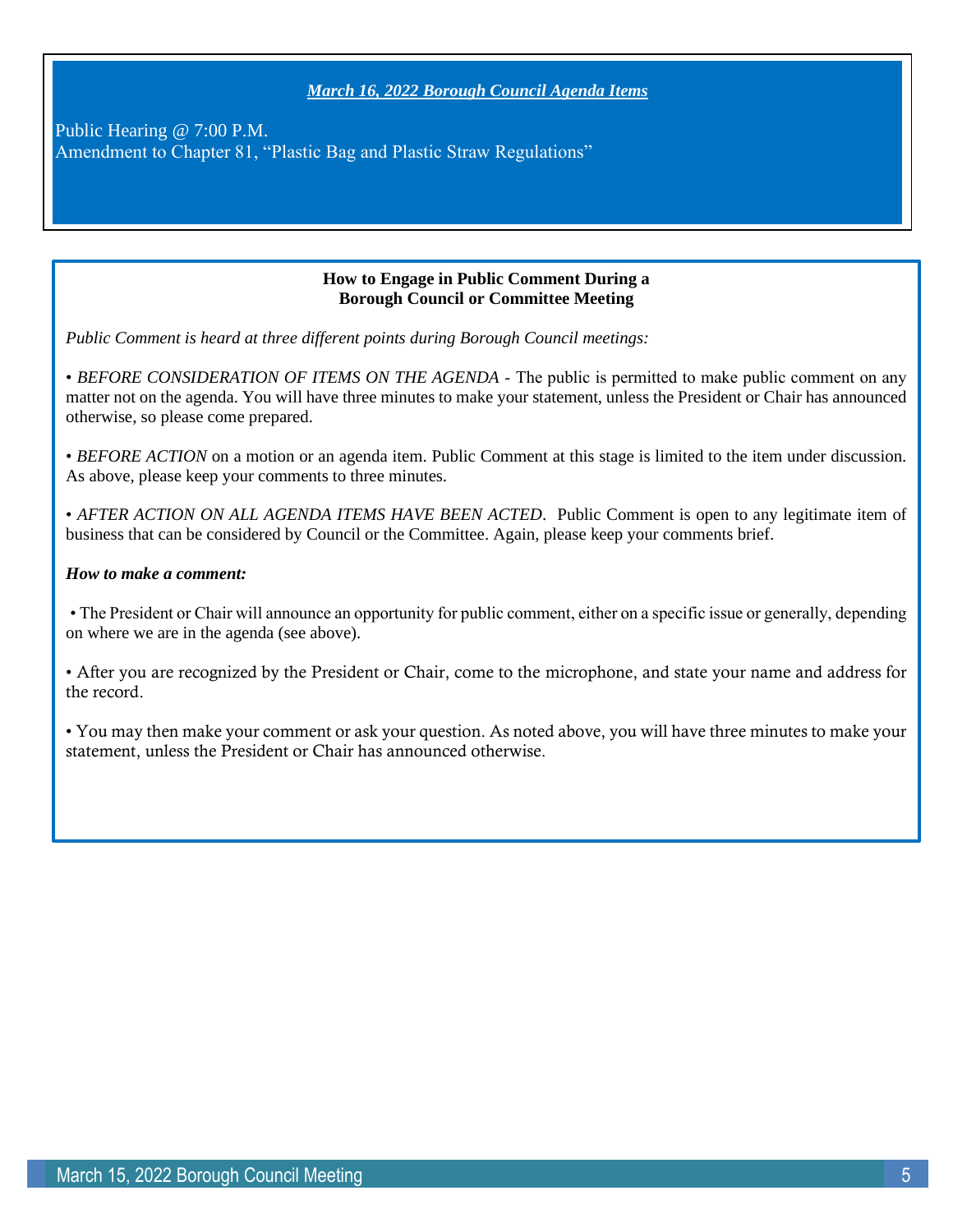***March 16, 2022 Borough Council Agenda Items***

Public Hearing @ 7:00 P.M.
Amendment to Chapter 81, "Plastic Bag and Plastic Straw Regulations"

**How to Engage in Public Comment During a Borough Council or Committee Meeting**

*Public Comment is heard at three different points during Borough Council meetings:*

• *BEFORE CONSIDERATION OF ITEMS ON THE AGENDA* - The public is permitted to make public comment on any matter not on the agenda. You will have three minutes to make your statement, unless the President or Chair has announced otherwise, so please come prepared.

• *BEFORE ACTION* on a motion or an agenda item. Public Comment at this stage is limited to the item under discussion. As above, please keep your comments to three minutes.

• *AFTER ACTION ON ALL AGENDA ITEMS HAVE BEEN ACTED*. Public Comment is open to any legitimate item of business that can be considered by Council or the Committee. Again, please keep your comments brief.

***How to make a comment:***

• The President or Chair will announce an opportunity for public comment, either on a specific issue or generally, depending on where we are in the agenda (see above).

• After you are recognized by the President or Chair, come to the microphone, and state your name and address for the record.

• You may then make your comment or ask your question. As noted above, you will have three minutes to make your statement, unless the President or Chair has announced otherwise.